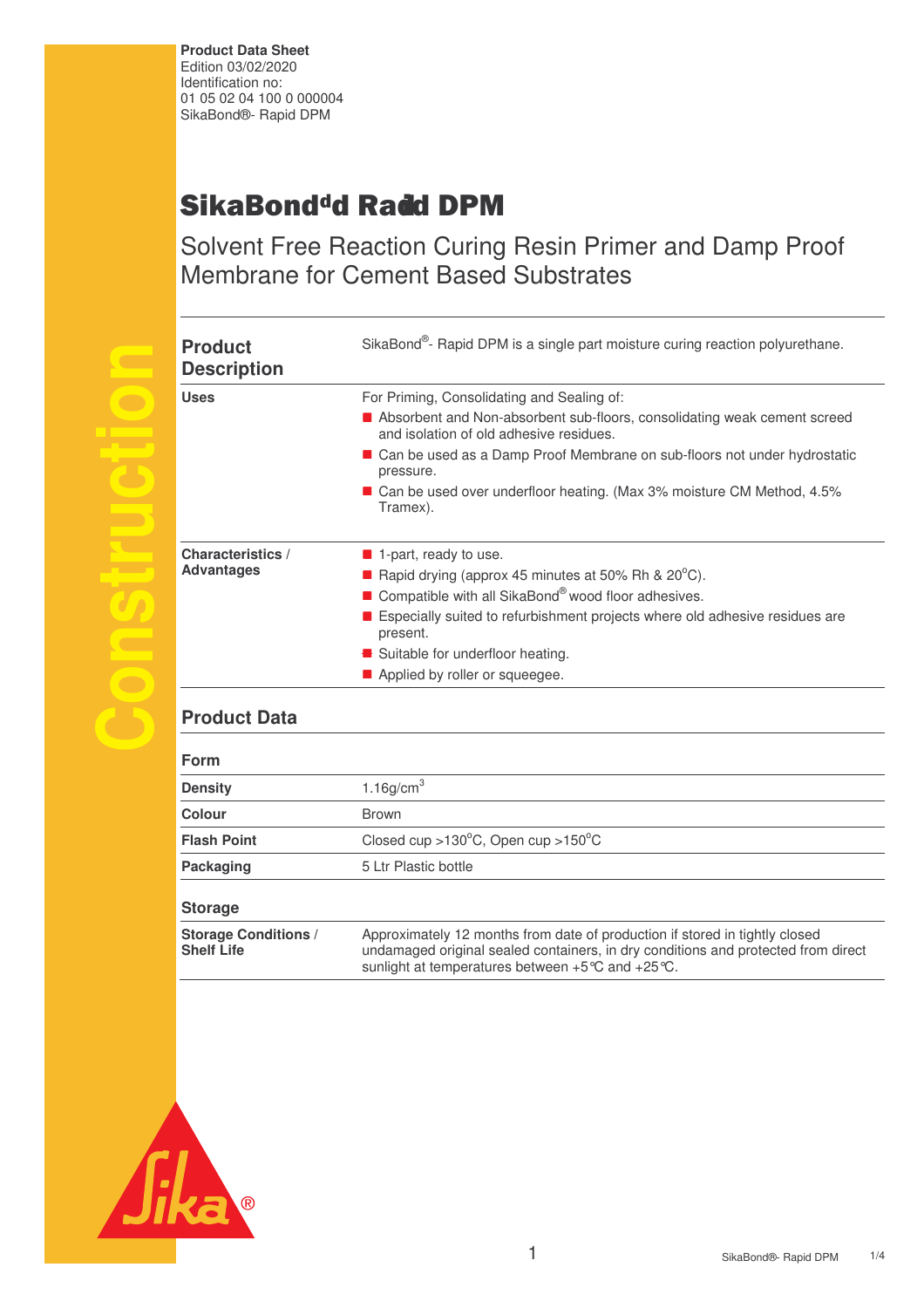**Product Data Sheet**
Edition 03/02/2020
Identification no:
01 05 02 04 100 0 000004
SikaBond®- Rapid DPM

# SikaBond®- Rapid DPM

## Solvent Free Reaction Curing Resin Primer and Damp Proof Membrane for Cement Based Substrates

| | |
|---|---|
| **Product Description** | SikaBond®- Rapid DPM is a single part moisture curing reaction polyurethane. |
| **Uses** | For Priming, Consolidating and Sealing of:<br>■ Absorbent and Non-absorbent sub-floors, consolidating weak cement screed and isolation of old adhesive residues.<br>■ Can be used as a Damp Proof Membrane on sub-floors not under hydrostatic pressure.<br>■ Can be used over underfloor heating. (Max 3% moisture CM Method, 4.5% Tramex). |
| **Characteristics / Advantages** | ■ 1-part, ready to use.<br>■ Rapid drying (approx 45 minutes at 50% Rh & 20°C).<br>■ Compatible with all SikaBond® wood floor adhesives.<br>■ Especially suited to refurbishment projects where old adhesive residues are present.<br>■ Suitable for underfloor heating.<br>■ Applied by roller or squeegee. |

## Product Data

### Form

| | |
|---|---|
| **Density** | 1.16g/cm³ |
| **Colour** | Brown |
| **Flash Point** | Closed cup >130°C, Open cup >150°C |
| **Packaging** | 5 Ltr Plastic bottle |

### Storage

| | |
|---|---|
| **Storage Conditions / Shelf Life** | Approximately 12 months from date of production if stored in tightly closed undamaged original sealed containers, in dry conditions and protected from direct sunlight at temperatures between +5°C and +25°C. |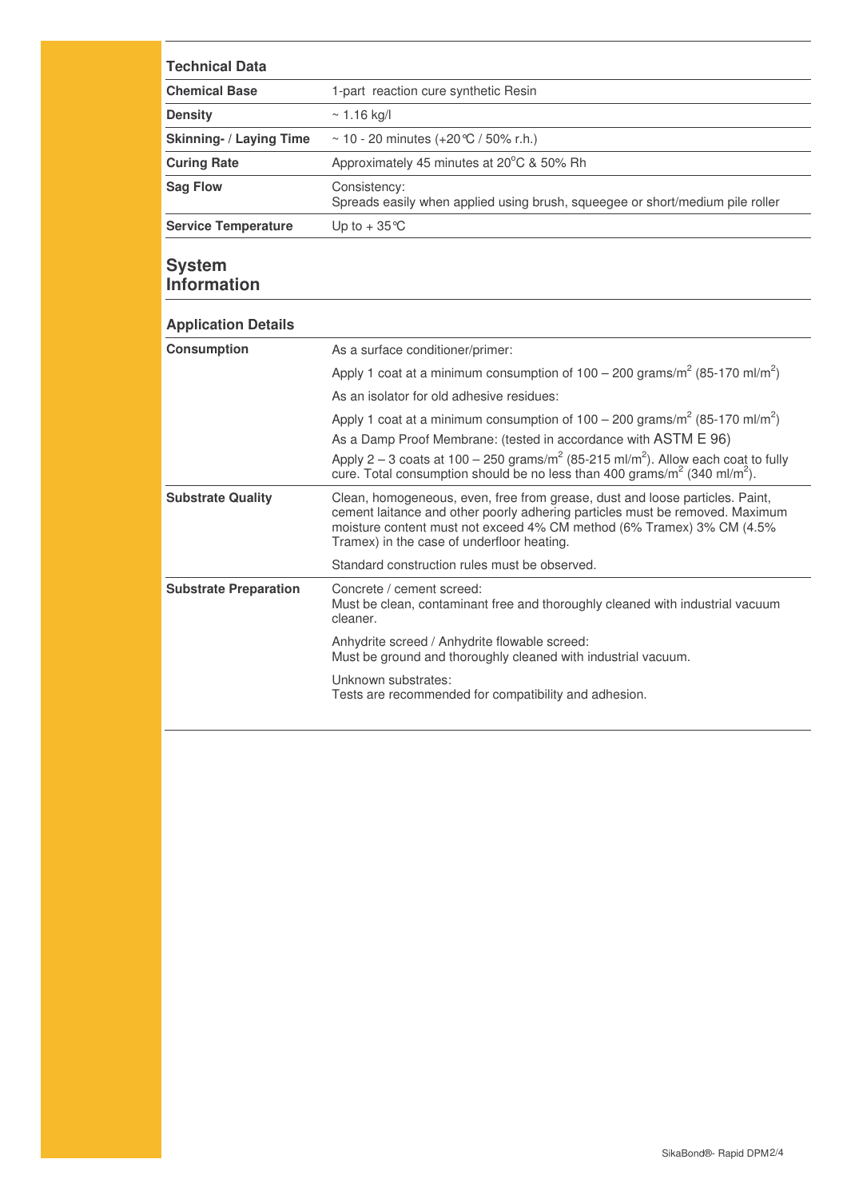## Technical Data

| | |
|---|---|
| **Chemical Base** | 1-part reaction cure synthetic Resin |
| **Density** | ~ 1.16 kg/l |
| **Skinning- / Laying Time** | ~ 10 - 20 minutes (+20°C / 50% r.h.) |
| **Curing Rate** | Approximately 45 minutes at 20°C & 50% Rh |
| **Sag Flow** | Consistency:<br>Spreads easily when applied using brush, squeegee or short/medium pile roller |
| **Service Temperature** | Up to + 35°C |

# System Information

## Application Details

| | |
|---|---|
| **Consumption** | As a surface conditioner/primer:<br>Apply 1 coat at a minimum consumption of 100 – 200 grams/m$^2$ (85-170 ml/m$^2$)<br>As an isolator for old adhesive residues:<br>Apply 1 coat at a minimum consumption of 100 – 200 grams/m$^2$ (85-170 ml/m$^2$)<br>As a Damp Proof Membrane: (tested in accordance with ASTM E 96)<br>Apply 2 – 3 coats at 100 – 250 grams/m$^2$ (85-215 ml/m$^2$). Allow each coat to fully cure. Total consumption should be no less than 400 grams/m$^2$ (340 ml/m$^2$). |
| **Substrate Quality** | Clean, homogeneous, even, free from grease, dust and loose particles. Paint, cement laitance and other poorly adhering particles must be removed. Maximum moisture content must not exceed 4% CM method (6% Tramex) 3% CM (4.5% Tramex) in the case of underfloor heating.<br>Standard construction rules must be observed. |
| **Substrate Preparation** | Concrete / cement screed:<br>Must be clean, contaminant free and thoroughly cleaned with industrial vacuum cleaner.<br>Anhydrite screed / Anhydrite flowable screed:<br>Must be ground and thoroughly cleaned with industrial vacuum.<br>Unknown substrates:<br>Tests are recommended for compatibility and adhesion. |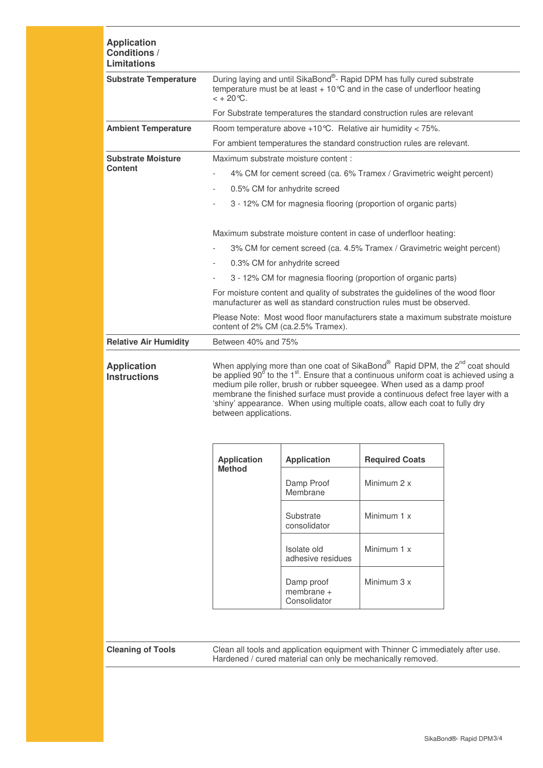## Application Conditions / Limitations

**Substrate Temperature**

During laying and until SikaBond®- Rapid DPM has fully cured substrate temperature must be at least + 10°C and in the case of underfloor heating < + 20°C.

For Substrate temperatures the standard construction rules are relevant

**Ambient Temperature**

Room temperature above +10°C. Relative air humidity < 75%.

For ambient temperatures the standard construction rules are relevant.

**Substrate Moisture Content**

Maximum substrate moisture content :

- 4% CM for cement screed (ca. 6% Tramex / Gravimetric weight percent)
- 0.5% CM for anhydrite screed
- 3 - 12% CM for magnesia flooring (proportion of organic parts)

Maximum substrate moisture content in case of underfloor heating:

- 3% CM for cement screed (ca. 4.5% Tramex / Gravimetric weight percent)
- 0.3% CM for anhydrite screed
- 3 - 12% CM for magnesia flooring (proportion of organic parts)

For moisture content and quality of substrates the guidelines of the wood floor manufacturer as well as standard construction rules must be observed.

Please Note: Most wood floor manufacturers state a maximum substrate moisture content of 2% CM (ca.2.5% Tramex).

**Relative Air Humidity**

Between 40% and 75%

## Application Instructions

When applying more than one coat of SikaBond® Rapid DPM, the 2nd coat should be applied 90° to the 1st. Ensure that a continuous uniform coat is achieved using a medium pile roller, brush or rubber squeegee. When used as a damp proof membrane the finished surface must provide a continuous defect free layer with a 'shiny' appearance. When using multiple coats, allow each coat to fully dry between applications.

| Application Method | Application | Required Coats |
|---|---|---|
| | Damp Proof Membrane | Minimum 2 x |
| | Substrate consolidator | Minimum 1 x |
| | Isolate old adhesive residues | Minimum 1 x |
| | Damp proof membrane + Consolidator | Minimum 3 x |

**Cleaning of Tools**

Clean all tools and application equipment with Thinner C immediately after use. Hardened / cured material can only be mechanically removed.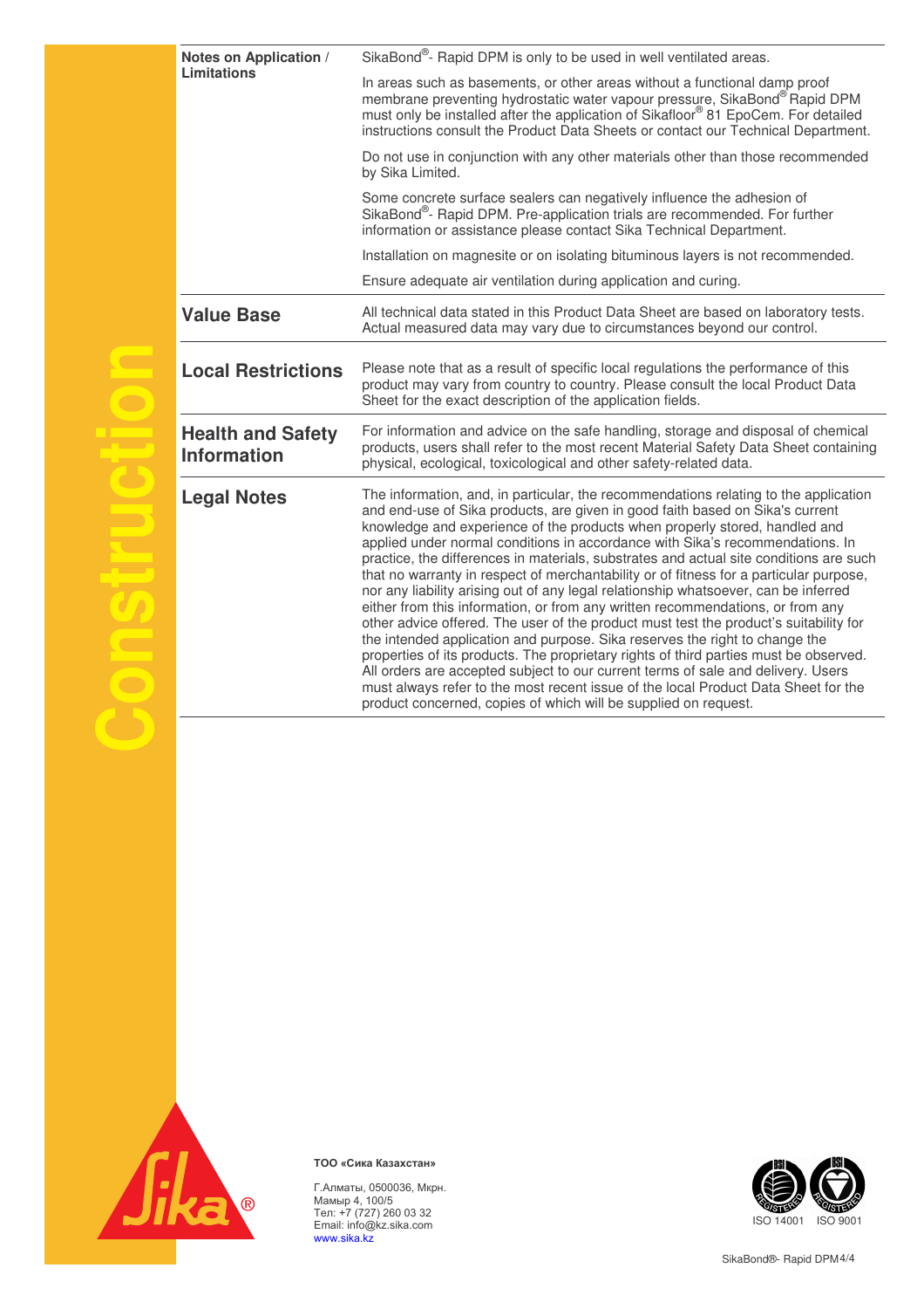## Notes on Application / Limitations

SikaBond®- Rapid DPM is only to be used in well ventilated areas.

In areas such as basements, or other areas without a functional damp proof membrane preventing hydrostatic water vapour pressure, SikaBond® Rapid DPM must only be installed after the application of Sikafloor® 81 EpoCem. For detailed instructions consult the Product Data Sheets or contact our Technical Department.

Do not use in conjunction with any other materials other than those recommended by Sika Limited.

Some concrete surface sealers can negatively influence the adhesion of SikaBond®- Rapid DPM. Pre-application trials are recommended. For further information or assistance please contact Sika Technical Department.

Installation on magnesite or on isolating bituminous layers is not recommended.

Ensure adequate air ventilation during application and curing.

## Value Base

All technical data stated in this Product Data Sheet are based on laboratory tests. Actual measured data may vary due to circumstances beyond our control.

## Local Restrictions

Please note that as a result of specific local regulations the performance of this product may vary from country to country. Please consult the local Product Data Sheet for the exact description of the application fields.

## Health and Safety Information

For information and advice on the safe handling, storage and disposal of chemical products, users shall refer to the most recent Material Safety Data Sheet containing physical, ecological, toxicological and other safety-related data.

## Legal Notes

The information, and, in particular, the recommendations relating to the application and end-use of Sika products, are given in good faith based on Sika's current knowledge and experience of the products when properly stored, handled and applied under normal conditions in accordance with Sika's recommendations. In practice, the differences in materials, substrates and actual site conditions are such that no warranty in respect of merchantability or of fitness for a particular purpose, nor any liability arising out of any legal relationship whatsoever, can be inferred either from this information, or from any written recommendations, or from any other advice offered. The user of the product must test the product's suitability for the intended application and purpose. Sika reserves the right to change the properties of its products. The proprietary rights of third parties must be observed. All orders are accepted subject to our current terms of sale and delivery. Users must always refer to the most recent issue of the local Product Data Sheet for the product concerned, copies of which will be supplied on request.

**ТОО «Сика Казахстан»**

Г.Алматы, 0500036, Мкрн. Мамыр 4, 100/5
Тел: +7 (727) 260 03 32
Email: info@kz.sika.com
www.sika.kz

ISO 14001 ISO 9001